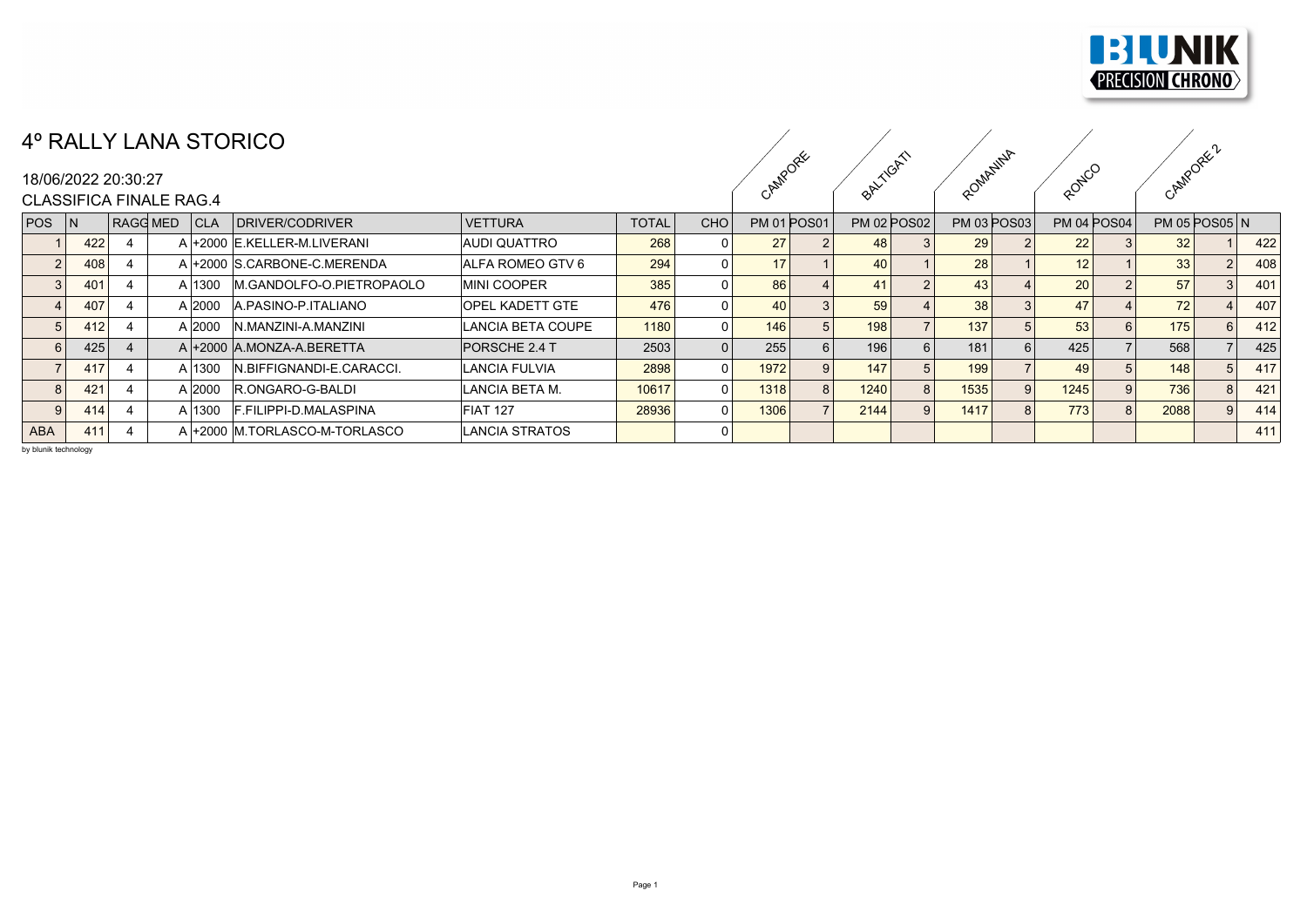# 4º RALLY LANA STORICO

18/06/2022 20:30:27

CLASSIFICA FINALE RAG.4

| POS | N | RAGG | MED | CLA | DRIVER/CODRIVER | VETTURA | TOTAL | CHO | CAMPORE PM 01 | POS01 | BALTIGATI PM 02 | POS02 | ROMANINA PM 03 | POS03 | RONCO PM 04 | POS04 | CAMPORE 2 PM 05 | POS05 | N |
|---|---|---|---|---|---|---|---|---|---|---|---|---|---|---|---|---|---|---|---|
| 1 | 422 | 4 | A | +2000 | E.KELLER-M.LIVERANI | AUDI QUATTRO | 268 | 0 | 27 | 2 | 48 | 3 | 29 | 2 | 22 | 3 | 32 | 1 | 422 |
| 2 | 408 | 4 | A | +2000 | S.CARBONE-C.MERENDA | ALFA ROMEO GTV 6 | 294 | 0 | 17 | 1 | 40 | 1 | 28 | 1 | 12 | 1 | 33 | 2 | 408 |
| 3 | 401 | 4 | A | 1300 | M.GANDOLFO-O.PIETROPAOLO | MINI COOPER | 385 | 0 | 86 | 4 | 41 | 2 | 43 | 4 | 20 | 2 | 57 | 3 | 401 |
| 4 | 407 | 4 | A | 2000 | A.PASINO-P.ITALIANO | OPEL KADETT GTE | 476 | 0 | 40 | 3 | 59 | 4 | 38 | 3 | 47 | 4 | 72 | 4 | 407 |
| 5 | 412 | 4 | A | 2000 | N.MANZINI-A.MANZINI | LANCIA BETA COUPE | 1180 | 0 | 146 | 5 | 198 | 7 | 137 | 5 | 53 | 6 | 175 | 6 | 412 |
| 6 | 425 | 4 | A | +2000 | A.MONZA-A.BERETTA | PORSCHE 2.4 T | 2503 | 0 | 255 | 6 | 196 | 6 | 181 | 6 | 425 | 7 | 568 | 7 | 425 |
| 7 | 417 | 4 | A | 1300 | N.BIFFIGNANDI-E.CARACCI. | LANCIA FULVIA | 2898 | 0 | 1972 | 9 | 147 | 5 | 199 | 7 | 49 | 5 | 148 | 5 | 417 |
| 8 | 421 | 4 | A | 2000 | R.ONGARO-G-BALDI | LANCIA BETA M. | 10617 | 0 | 1318 | 8 | 1240 | 8 | 1535 | 9 | 1245 | 9 | 736 | 8 | 421 |
| 9 | 414 | 4 | A | 1300 | F.FILIPPI-D.MALASPINA | FIAT 127 | 28936 | 0 | 1306 | 7 | 2144 | 9 | 1417 | 8 | 773 | 8 | 2088 | 9 | 414 |
| ABA | 411 | 4 | A | +2000 | M.TORLASCO-M-TORLASCO | LANCIA STRATOS | | 0 | | | | | | | | | | | 411 |

by blunik technology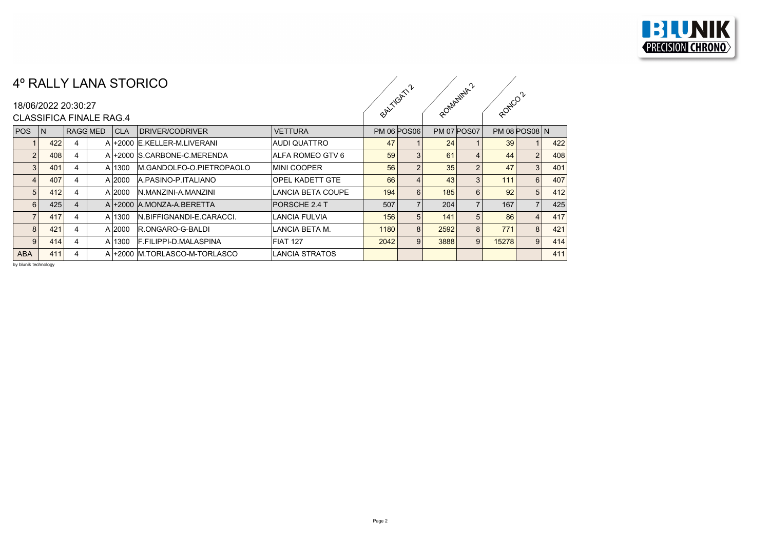BLUNIK PRECISION CHRONO

# 4º RALLY LANA STORICO

18/06/2022 20:30:27

CLASSIFICA FINALE RAG.4

| | | | | | | | BALTIGATI 2 | | ROMANINA 2 | | RONCO 2 | | |
|---|---|---|---|---|---|---|---|---|---|---|---|---|---|
| POS | N | RAGG | MED | CLA | DRIVER/CODRIVER | VETTURA | PM 06 | POS06 | PM 07 | POS07 | PM 08 | POS08 | N |
| 1 | 422 | 4 | A | +2000 | E.KELLER-M.LIVERANI | AUDI QUATTRO | 47 | 1 | 24 | 1 | 39 | 1 | 422 |
| 2 | 408 | 4 | A | +2000 | S.CARBONE-C.MERENDA | ALFA ROMEO GTV 6 | 59 | 3 | 61 | 4 | 44 | 2 | 408 |
| 3 | 401 | 4 | A | 1300 | M.GANDOLFO-O.PIETROPAOLO | MINI COOPER | 56 | 2 | 35 | 2 | 47 | 3 | 401 |
| 4 | 407 | 4 | A | 2000 | A.PASINO-P.ITALIANO | OPEL KADETT GTE | 66 | 4 | 43 | 3 | 111 | 6 | 407 |
| 5 | 412 | 4 | A | 2000 | N.MANZINI-A.MANZINI | LANCIA BETA COUPE | 194 | 6 | 185 | 6 | 92 | 5 | 412 |
| 6 | 425 | 4 | A | +2000 | A.MONZA-A.BERETTA | PORSCHE 2.4 T | 507 | 7 | 204 | 7 | 167 | 7 | 425 |
| 7 | 417 | 4 | A | 1300 | N.BIFFIGNANDI-E.CARACCI. | LANCIA FULVIA | 156 | 5 | 141 | 5 | 86 | 4 | 417 |
| 8 | 421 | 4 | A | 2000 | R.ONGARO-G-BALDI | LANCIA BETA M. | 1180 | 8 | 2592 | 8 | 771 | 8 | 421 |
| 9 | 414 | 4 | A | 1300 | F.FILIPPI-D.MALASPINA | FIAT 127 | 2042 | 9 | 3888 | 9 | 15278 | 9 | 414 |
| ABA | 411 | 4 | A | +2000 | M.TORLASCO-M-TORLASCO | LANCIA STRATOS | | | | | | | 411 |

by blunik technology